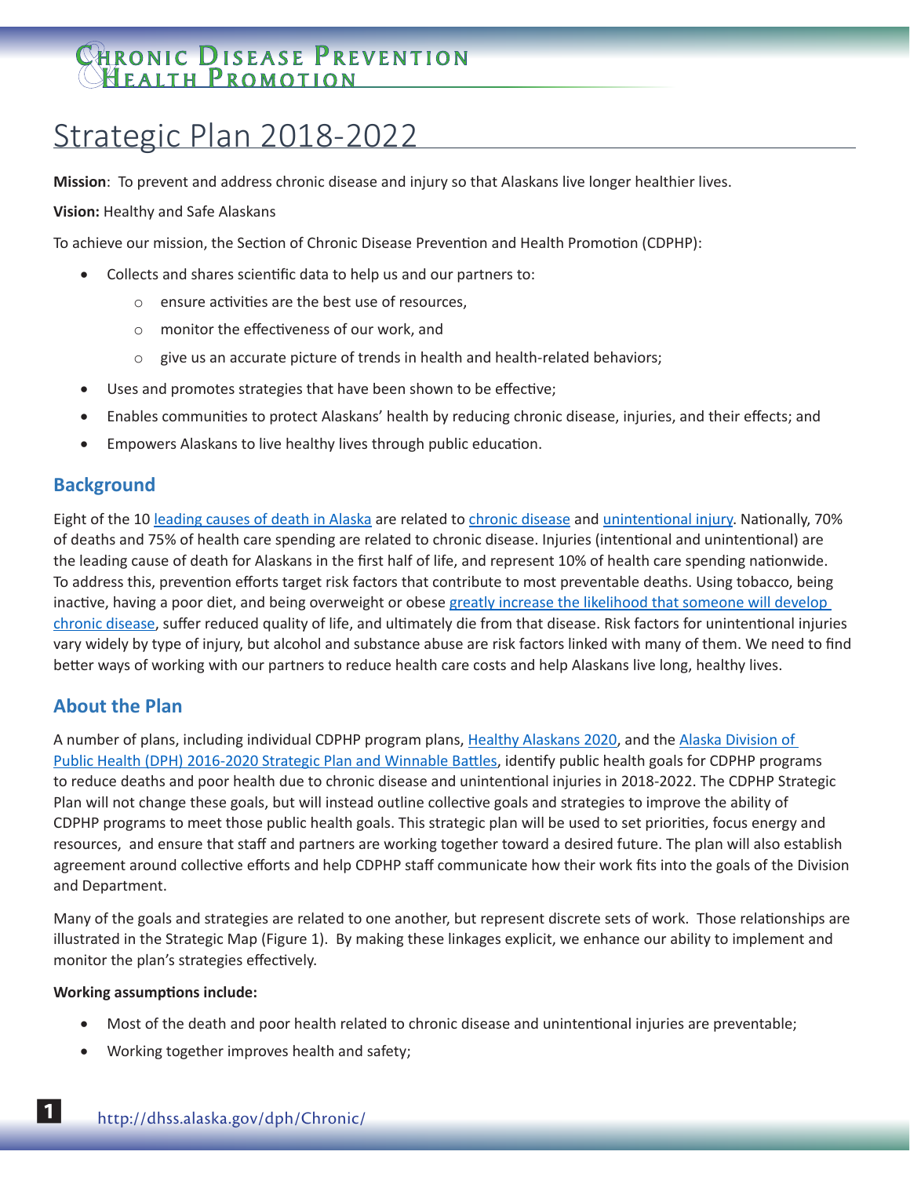# Chronic Disease Prevention & Health Promotion

# Strategic Plan 2018-2022

**Mission**: To prevent and address chronic disease and injury so that Alaskans live longer healthier lives.

**Vision:** Healthy and Safe Alaskans

To achieve our mission, the Section of Chronic Disease Prevention and Health Promotion (CDPHP):

- Collects and shares scientific data to help us and our partners to:
    - ensure activities are the best use of resources,
    - monitor the effectiveness of our work, and
    - give us an accurate picture of trends in health and health-related behaviors;
- Uses and promotes strategies that have been shown to be effective;
- Enables communities to protect Alaskans' health by reducing chronic disease, injuries, and their effects; and
- Empowers Alaskans to live healthy lives through public education.

## Background

Eight of the 10 leading causes of death in Alaska are related to chronic disease and unintentional injury. Nationally, 70% of deaths and 75% of health care spending are related to chronic disease. Injuries (intentional and unintentional) are the leading cause of death for Alaskans in the first half of life, and represent 10% of health care spending nationwide. To address this, prevention efforts target risk factors that contribute to most preventable deaths. Using tobacco, being inactive, having a poor diet, and being overweight or obese greatly increase the likelihood that someone will develop chronic disease, suffer reduced quality of life, and ultimately die from that disease. Risk factors for unintentional injuries vary widely by type of injury, but alcohol and substance abuse are risk factors linked with many of them. We need to find better ways of working with our partners to reduce health care costs and help Alaskans live long, healthy lives.

## About the Plan

A number of plans, including individual CDPHP program plans, Healthy Alaskans 2020, and the Alaska Division of Public Health (DPH) 2016-2020 Strategic Plan and Winnable Battles, identify public health goals for CDPHP programs to reduce deaths and poor health due to chronic disease and unintentional injuries in 2018-2022. The CDPHP Strategic Plan will not change these goals, but will instead outline collective goals and strategies to improve the ability of CDPHP programs to meet those public health goals. This strategic plan will be used to set priorities, focus energy and resources, and ensure that staff and partners are working together toward a desired future. The plan will also establish agreement around collective efforts and help CDPHP staff communicate how their work fits into the goals of the Division and Department.

Many of the goals and strategies are related to one another, but represent discrete sets of work. Those relationships are illustrated in the Strategic Map (Figure 1). By making these linkages explicit, we enhance our ability to implement and monitor the plan's strategies effectively.

**Working assumptions include:**

- Most of the death and poor health related to chronic disease and unintentional injuries are preventable;
- Working together improves health and safety;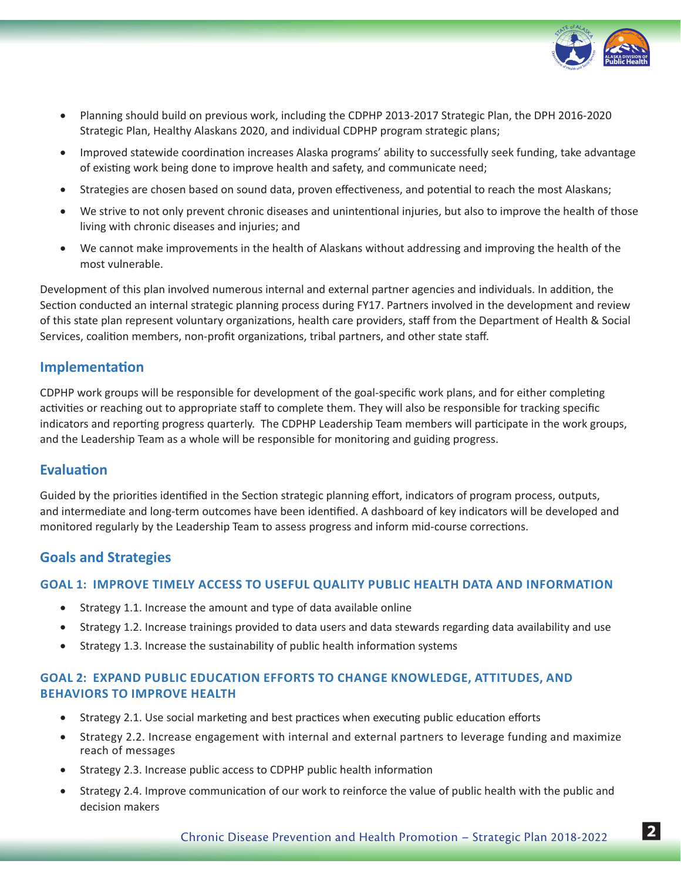- Planning should build on previous work, including the CDPHP 2013-2017 Strategic Plan, the DPH 2016-2020 Strategic Plan, Healthy Alaskans 2020, and individual CDPHP program strategic plans;
- Improved statewide coordination increases Alaska programs' ability to successfully seek funding, take advantage of existing work being done to improve health and safety, and communicate need;
- Strategies are chosen based on sound data, proven effectiveness, and potential to reach the most Alaskans;
- We strive to not only prevent chronic diseases and unintentional injuries, but also to improve the health of those living with chronic diseases and injuries; and
- We cannot make improvements in the health of Alaskans without addressing and improving the health of the most vulnerable.

Development of this plan involved numerous internal and external partner agencies and individuals. In addition, the Section conducted an internal strategic planning process during FY17. Partners involved in the development and review of this state plan represent voluntary organizations, health care providers, staff from the Department of Health & Social Services, coalition members, non-profit organizations, tribal partners, and other state staff.

## Implementation

CDPHP work groups will be responsible for development of the goal-specific work plans, and for either completing activities or reaching out to appropriate staff to complete them. They will also be responsible for tracking specific indicators and reporting progress quarterly. The CDPHP Leadership Team members will participate in the work groups, and the Leadership Team as a whole will be responsible for monitoring and guiding progress.

## Evaluation

Guided by the priorities identified in the Section strategic planning effort, indicators of program process, outputs, and intermediate and long-term outcomes have been identified. A dashboard of key indicators will be developed and monitored regularly by the Leadership Team to assess progress and inform mid-course corrections.

## Goals and Strategies

### GOAL 1: IMPROVE TIMELY ACCESS TO USEFUL QUALITY PUBLIC HEALTH DATA AND INFORMATION

- Strategy 1.1. Increase the amount and type of data available online
- Strategy 1.2. Increase trainings provided to data users and data stewards regarding data availability and use
- Strategy 1.3. Increase the sustainability of public health information systems

### GOAL 2: EXPAND PUBLIC EDUCATION EFFORTS TO CHANGE KNOWLEDGE, ATTITUDES, AND BEHAVIORS TO IMPROVE HEALTH

- Strategy 2.1. Use social marketing and best practices when executing public education efforts
- Strategy 2.2. Increase engagement with internal and external partners to leverage funding and maximize reach of messages
- Strategy 2.3. Increase public access to CDPHP public health information
- Strategy 2.4. Improve communication of our work to reinforce the value of public health with the public and decision makers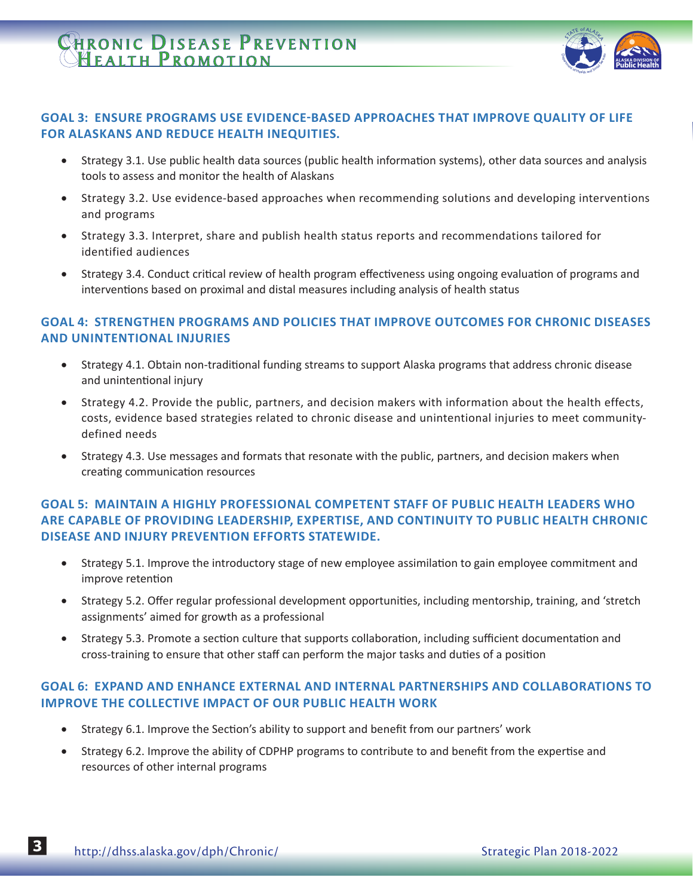## GOAL 3: ENSURE PROGRAMS USE EVIDENCE-BASED APPROACHES THAT IMPROVE QUALITY OF LIFE FOR ALASKANS AND REDUCE HEALTH INEQUITIES.

- Strategy 3.1. Use public health data sources (public health information systems), other data sources and analysis tools to assess and monitor the health of Alaskans
- Strategy 3.2. Use evidence-based approaches when recommending solutions and developing interventions and programs
- Strategy 3.3. Interpret, share and publish health status reports and recommendations tailored for identified audiences
- Strategy 3.4. Conduct critical review of health program effectiveness using ongoing evaluation of programs and interventions based on proximal and distal measures including analysis of health status

## GOAL 4: STRENGTHEN PROGRAMS AND POLICIES THAT IMPROVE OUTCOMES FOR CHRONIC DISEASES AND UNINTENTIONAL INJURIES

- Strategy 4.1. Obtain non-traditional funding streams to support Alaska programs that address chronic disease and unintentional injury
- Strategy 4.2. Provide the public, partners, and decision makers with information about the health effects, costs, evidence based strategies related to chronic disease and unintentional injuries to meet community-defined needs
- Strategy 4.3. Use messages and formats that resonate with the public, partners, and decision makers when creating communication resources

## GOAL 5: MAINTAIN A HIGHLY PROFESSIONAL COMPETENT STAFF OF PUBLIC HEALTH LEADERS WHO ARE CAPABLE OF PROVIDING LEADERSHIP, EXPERTISE, AND CONTINUITY TO PUBLIC HEALTH CHRONIC DISEASE AND INJURY PREVENTION EFFORTS STATEWIDE.

- Strategy 5.1. Improve the introductory stage of new employee assimilation to gain employee commitment and improve retention
- Strategy 5.2. Offer regular professional development opportunities, including mentorship, training, and 'stretch assignments' aimed for growth as a professional
- Strategy 5.3. Promote a section culture that supports collaboration, including sufficient documentation and cross-training to ensure that other staff can perform the major tasks and duties of a position

## GOAL 6: EXPAND AND ENHANCE EXTERNAL AND INTERNAL PARTNERSHIPS AND COLLABORATIONS TO IMPROVE THE COLLECTIVE IMPACT OF OUR PUBLIC HEALTH WORK

- Strategy 6.1. Improve the Section's ability to support and benefit from our partners' work
- Strategy 6.2. Improve the ability of CDPHP programs to contribute to and benefit from the expertise and resources of other internal programs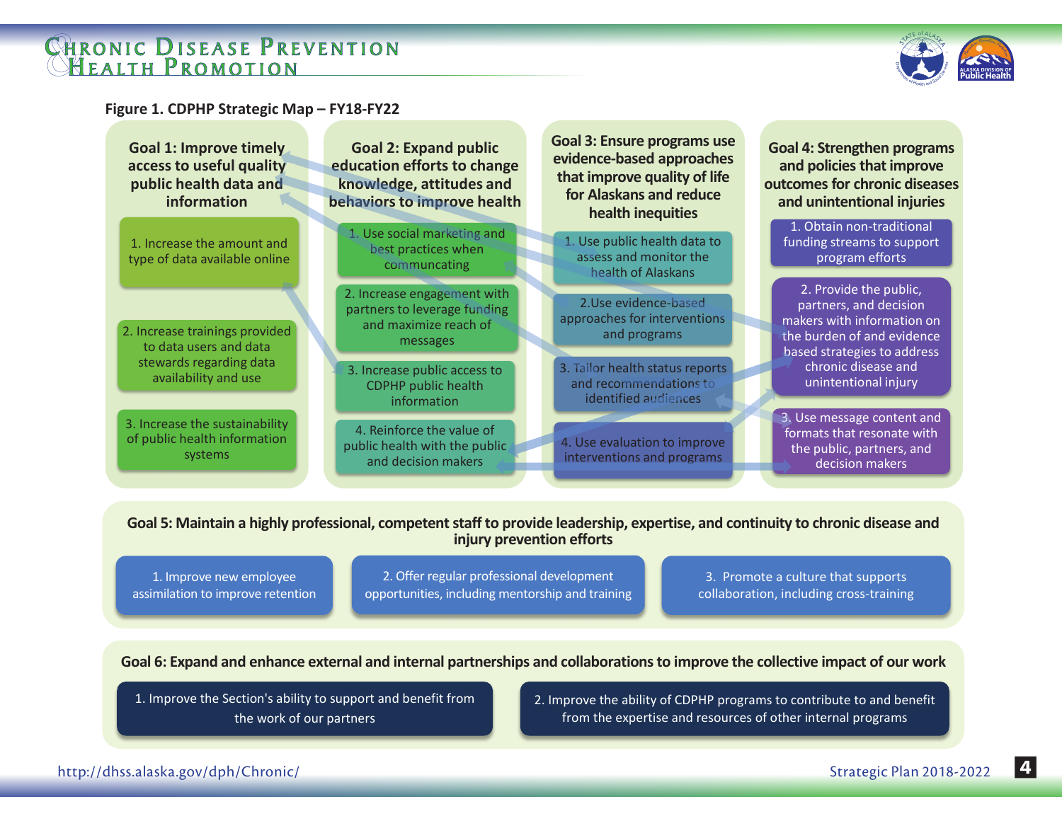**Figure 1. CDPHP Strategic Map – FY18-FY22**

### Goal 1: Improve timely access to useful quality public health data and information

1. Increase the amount and type of data available online
2. Increase trainings provided to data users and data stewards regarding data availability and use
3. Increase the sustainability of public health information systems

### Goal 2: Expand public education efforts to change knowledge, attitudes and behaviors to improve health

1. Use social marketing and best practices when communcating
2. Increase engagement with partners to leverage funding and maximize reach of messages
3. Increase public access to CDPHP public health information
4. Reinforce the value of public health with the public and decision makers

### Goal 3: Ensure programs use evidence-based approaches that improve quality of life for Alaskans and reduce health inequities

1. Use public health data to assess and monitor the health of Alaskans
2. Use evidence-based approaches for interventions and programs
3. Tailor health status reports and recommendations to identified audiences
4. Use evaluation to improve interventions and programs

### Goal 4: Strengthen programs and policies that improve outcomes for chronic diseases and unintentional injuries

1. Obtain non-traditional funding streams to support program efforts
2. Provide the public, partners, and decision makers with information on the burden of and evidence based strategies to address chronic disease and unintentional injury
3. Use message content and formats that resonate with the public, partners, and decision makers

### Goal 5: Maintain a highly professional, competent staff to provide leadership, expertise, and continuity to chronic disease and injury prevention efforts

1. Improve new employee assimilation to improve retention
2. Offer regular professional development opportunities, including mentorship and training
3. Promote a culture that supports collaboration, including cross-training

### Goal 6: Expand and enhance external and internal partnerships and collaborations to improve the collective impact of our work

1. Improve the Section's ability to support and benefit from the work of our partners
2. Improve the ability of CDPHP programs to contribute to and benefit from the expertise and resources of other internal programs